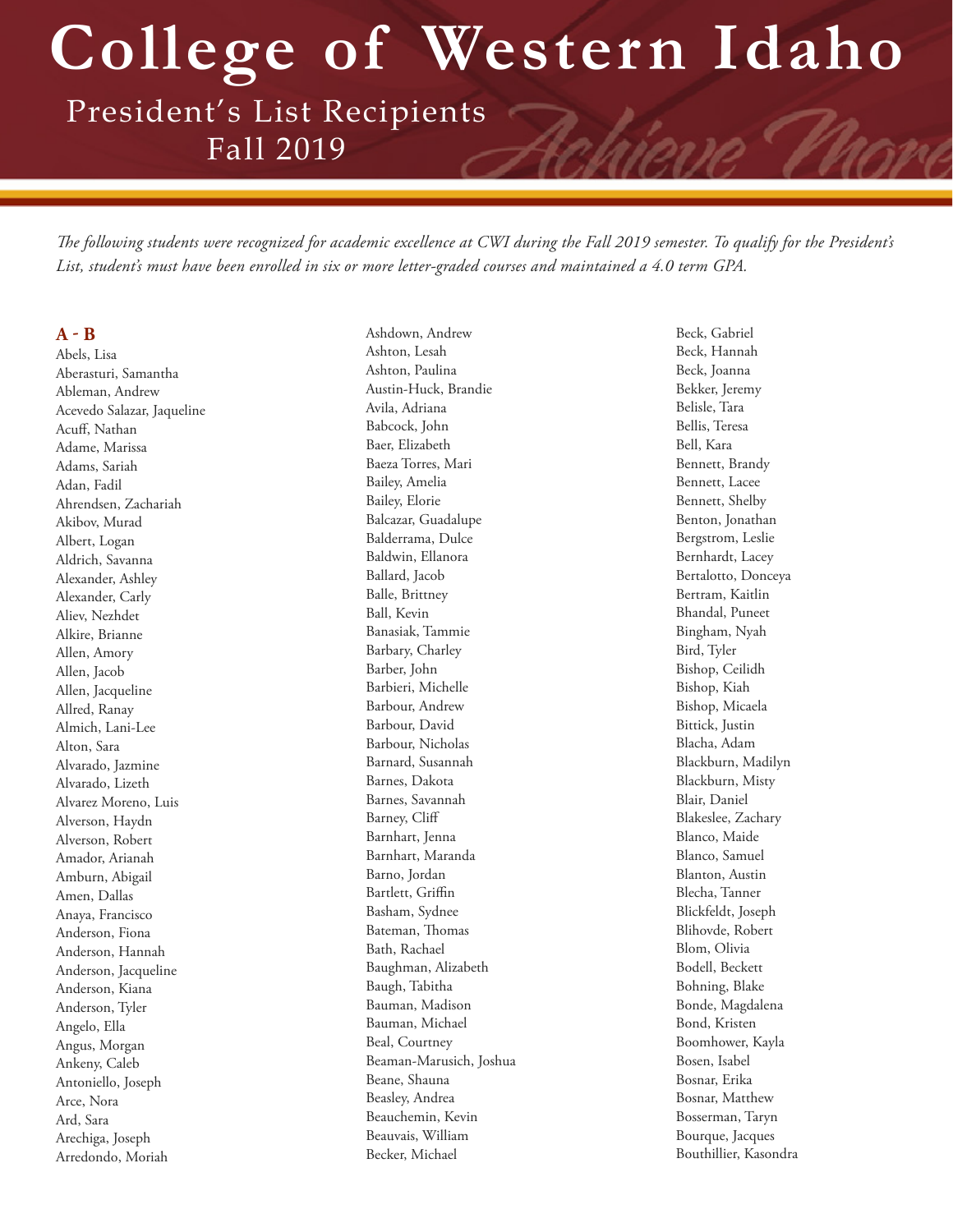# College of Western Idaho

## President's List Recipients
## Fall 2019

*The following students were recognized for academic excellence at CWI during the Fall 2019 semester. To qualify for the President's List, student's must have been enrolled in six or more letter-graded courses and maintained a 4.0 term GPA.*

### A - B

Abels, Lisa
Aberasturi, Samantha
Ableman, Andrew
Acevedo Salazar, Jaqueline
Acuff, Nathan
Adame, Marissa
Adams, Sariah
Adan, Fadil
Ahrendsen, Zachariah
Akibov, Murad
Albert, Logan
Aldrich, Savanna
Alexander, Ashley
Alexander, Carly
Aliev, Nezhdet
Alkire, Brianne
Allen, Amory
Allen, Jacob
Allen, Jacqueline
Allred, Ranay
Almich, Lani-Lee
Alton, Sara
Alvarado, Jazmine
Alvarado, Lizeth
Alvarez Moreno, Luis
Alverson, Haydn
Alverson, Robert
Amador, Arianah
Amburn, Abigail
Amen, Dallas
Anaya, Francisco
Anderson, Fiona
Anderson, Hannah
Anderson, Jacqueline
Anderson, Kiana
Anderson, Tyler
Angelo, Ella
Angus, Morgan
Ankeny, Caleb
Antoniello, Joseph
Arce, Nora
Ard, Sara
Arechiga, Joseph
Arredondo, Moriah
Ashdown, Andrew
Ashton, Lesah
Ashton, Paulina
Austin-Huck, Brandie
Avila, Adriana
Babcock, John
Baer, Elizabeth
Baeza Torres, Mari
Bailey, Amelia
Bailey, Elorie
Balcazar, Guadalupe
Balderrama, Dulce
Baldwin, Ellanora
Ballard, Jacob
Balle, Brittney
Ball, Kevin
Banasiak, Tammie
Barbary, Charley
Barber, John
Barbieri, Michelle
Barbour, Andrew
Barbour, David
Barbour, Nicholas
Barnard, Susannah
Barnes, Dakota
Barnes, Savannah
Barney, Cliff
Barnhart, Jenna
Barnhart, Maranda
Barno, Jordan
Bartlett, Griffin
Basham, Sydnee
Bateman, Thomas
Bath, Rachael
Baughman, Alizabeth
Baugh, Tabitha
Bauman, Madison
Bauman, Michael
Beal, Courtney
Beaman-Marusich, Joshua
Beane, Shauna
Beasley, Andrea
Beauchemin, Kevin
Beauvais, William
Becker, Michael
Beck, Gabriel
Beck, Hannah
Beck, Joanna
Bekker, Jeremy
Belisle, Tara
Bellis, Teresa
Bell, Kara
Bennett, Brandy
Bennett, Lacee
Bennett, Shelby
Benton, Jonathan
Bergstrom, Leslie
Bernhardt, Lacey
Bertalotto, Donceya
Bertram, Kaitlin
Bhandal, Puneet
Bingham, Nyah
Bird, Tyler
Bishop, Ceilidh
Bishop, Kiah
Bishop, Micaela
Bittick, Justin
Blacha, Adam
Blackburn, Madilyn
Blackburn, Misty
Blair, Daniel
Blakeslee, Zachary
Blanco, Maide
Blanco, Samuel
Blanton, Austin
Blecha, Tanner
Blickfeldt, Joseph
Blihovde, Robert
Blom, Olivia
Bodell, Beckett
Bohning, Blake
Bonde, Magdalena
Bond, Kristen
Boomhower, Kayla
Bosen, Isabel
Bosnar, Erika
Bosnar, Matthew
Bosserman, Taryn
Bourque, Jacques
Bouthillier, Kasondra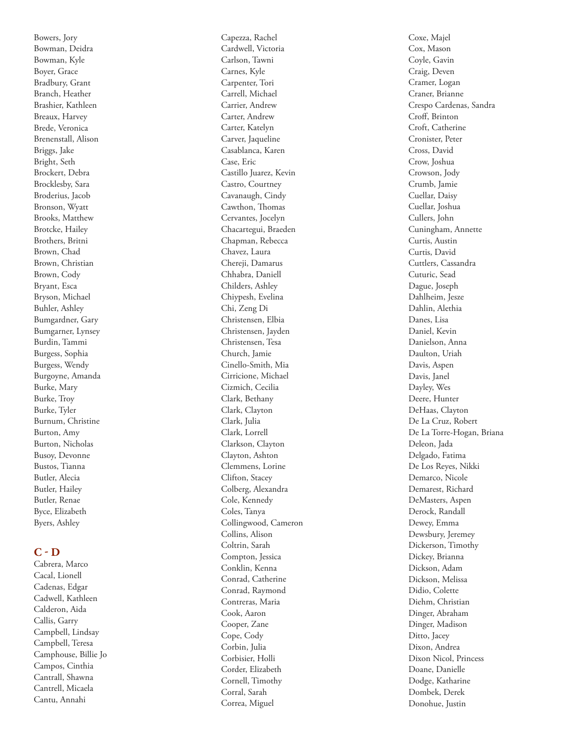Bowers, Jory
Bowman, Deidra
Bowman, Kyle
Boyer, Grace
Bradbury, Grant
Branch, Heather
Brashier, Kathleen
Breaux, Harvey
Brede, Veronica
Brenenstall, Alison
Briggs, Jake
Bright, Seth
Brockert, Debra
Brocklesby, Sara
Broderius, Jacob
Bronson, Wyatt
Brooks, Matthew
Brotcke, Hailey
Brothers, Britni
Brown, Chad
Brown, Christian
Brown, Cody
Bryant, Esca
Bryson, Michael
Buhler, Ashley
Bumgardner, Gary
Bumgarner, Lynsey
Burdin, Tammi
Burgess, Sophia
Burgess, Wendy
Burgoyne, Amanda
Burke, Mary
Burke, Troy
Burke, Tyler
Burnum, Christine
Burton, Amy
Burton, Nicholas
Busoy, Devonne
Bustos, Tianna
Butler, Alecia
Butler, Hailey
Butler, Renae
Byce, Elizabeth
Byers, Ashley

## C - D

Cabrera, Marco
Cacal, Lionell
Cadenas, Edgar
Cadwell, Kathleen
Calderon, Aida
Callis, Garry
Campbell, Lindsay
Campbell, Teresa
Camphouse, Billie Jo
Campos, Cinthia
Cantrall, Shawna
Cantrell, Micaela
Cantu, Annahi
Capezza, Rachel
Cardwell, Victoria
Carlson, Tawni
Carnes, Kyle
Carpenter, Tori
Carrell, Michael
Carrier, Andrew
Carter, Andrew
Carter, Katelyn
Carver, Jaqueline
Casablanca, Karen
Case, Eric
Castillo Juarez, Kevin
Castro, Courtney
Cavanaugh, Cindy
Cawthon, Thomas
Cervantes, Jocelyn
Chacartegui, Braeden
Chapman, Rebecca
Chavez, Laura
Chereji, Damarus
Chhabra, Daniell
Childers, Ashley
Chiypesh, Evelina
Chi, Zeng Di
Christensen, Elbia
Christensen, Jayden
Christensen, Tesa
Church, Jamie
Cinello-Smith, Mia
Cirricione, Michael
Cizmich, Cecilia
Clark, Bethany
Clark, Clayton
Clark, Julia
Clark, Lorrell
Clarkson, Clayton
Clayton, Ashton
Clemmens, Lorine
Clifton, Stacey
Colberg, Alexandra
Cole, Kennedy
Coles, Tanya
Collingwood, Cameron
Collins, Alison
Coltrin, Sarah
Compton, Jessica
Conklin, Kenna
Conrad, Catherine
Conrad, Raymond
Contreras, Maria
Cook, Aaron
Cooper, Zane
Cope, Cody
Corbin, Julia
Corbisier, Holli
Corder, Elizabeth
Cornell, Timothy
Corral, Sarah
Correa, Miguel
Coxe, Majel
Cox, Mason
Coyle, Gavin
Craig, Deven
Cramer, Logan
Craner, Brianne
Crespo Cardenas, Sandra
Croff, Brinton
Croft, Catherine
Cronister, Peter
Cross, David
Crow, Joshua
Crowson, Jody
Crumb, Jamie
Cuellar, Daisy
Cuellar, Joshua
Cullers, John
Cuningham, Annette
Curtis, Austin
Curtis, David
Cuttlers, Cassandra
Cuturic, Sead
Dague, Joseph
Dahlheim, Jesze
Dahlin, Alethia
Danes, Lisa
Daniel, Kevin
Danielson, Anna
Daulton, Uriah
Davis, Aspen
Davis, Janel
Dayley, Wes
Deere, Hunter
DeHaas, Clayton
De La Cruz, Robert
De La Torre-Hogan, Briana
Deleon, Jada
Delgado, Fatima
De Los Reyes, Nikki
Demarco, Nicole
Demarest, Richard
DeMasters, Aspen
Derock, Randall
Dewey, Emma
Dewsbury, Jeremey
Dickerson, Timothy
Dickey, Brianna
Dickson, Adam
Dickson, Melissa
Didio, Colette
Diehm, Christian
Dinger, Abraham
Dinger, Madison
Ditto, Jacey
Dixon, Andrea
Dixon Nicol, Princess
Doane, Danielle
Dodge, Katharine
Dombek, Derek
Donohue, Justin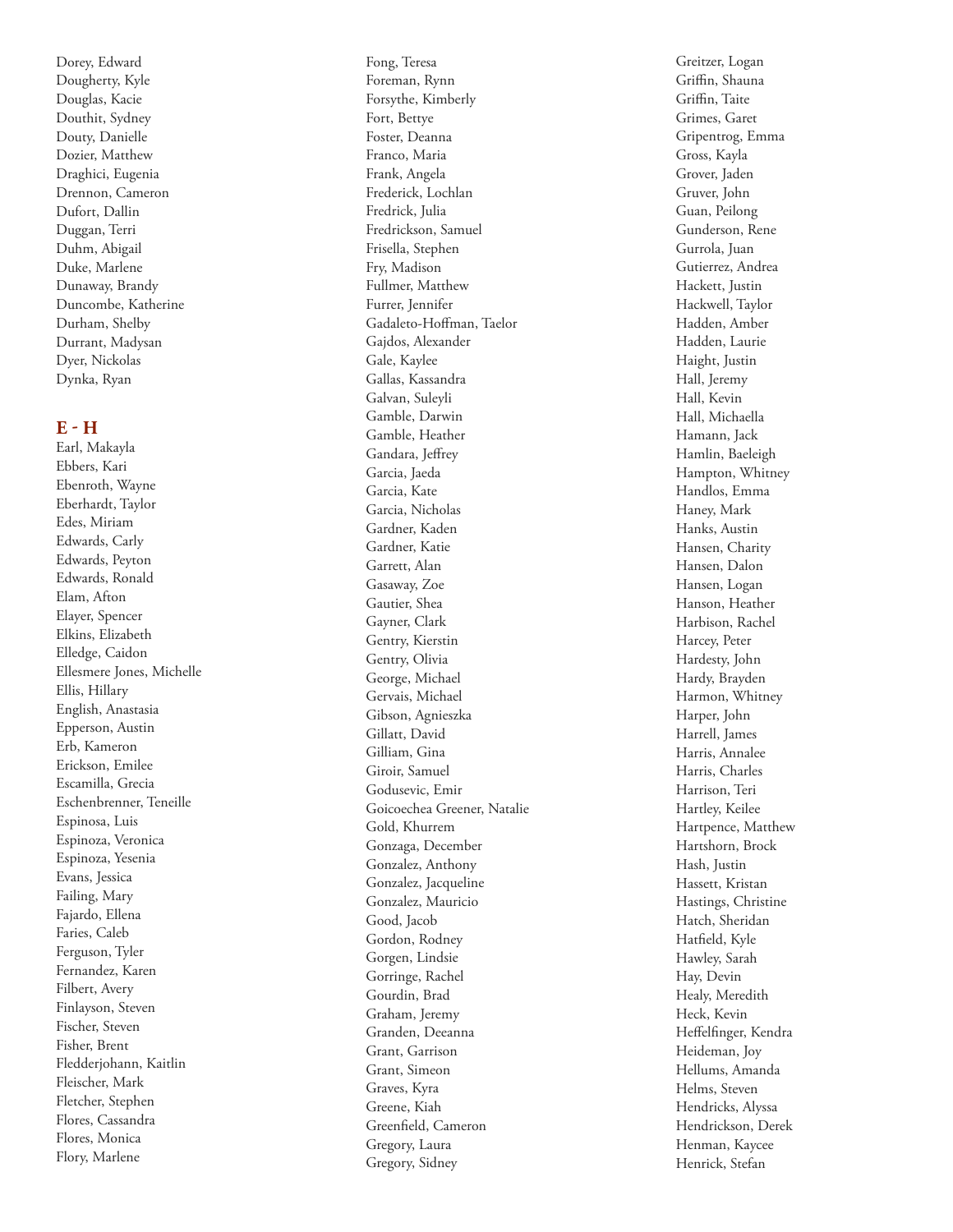Dorey, Edward
Dougherty, Kyle
Douglas, Kacie
Douthit, Sydney
Douty, Danielle
Dozier, Matthew
Draghici, Eugenia
Drennon, Cameron
Dufort, Dallin
Duggan, Terri
Duhm, Abigail
Duke, Marlene
Dunaway, Brandy
Duncombe, Katherine
Durham, Shelby
Durrant, Madysan
Dyer, Nickolas
Dynka, Ryan

## E - H

Earl, Makayla
Ebbers, Kari
Ebenroth, Wayne
Eberhardt, Taylor
Edes, Miriam
Edwards, Carly
Edwards, Peyton
Edwards, Ronald
Elam, Afton
Elayer, Spencer
Elkins, Elizabeth
Elledge, Caidon
Ellesmere Jones, Michelle
Ellis, Hillary
English, Anastasia
Epperson, Austin
Erb, Kameron
Erickson, Emilee
Escamilla, Grecia
Eschenbrenner, Teneille
Espinosa, Luis
Espinoza, Veronica
Espinoza, Yesenia
Evans, Jessica
Failing, Mary
Fajardo, Ellena
Faries, Caleb
Ferguson, Tyler
Fernandez, Karen
Filbert, Avery
Finlayson, Steven
Fischer, Steven
Fisher, Brent
Fledderjohann, Kaitlin
Fleischer, Mark
Fletcher, Stephen
Flores, Cassandra
Flores, Monica
Flory, Marlene
Fong, Teresa
Foreman, Rynn
Forsythe, Kimberly
Fort, Bettye
Foster, Deanna
Franco, Maria
Frank, Angela
Frederick, Lochlan
Fredrick, Julia
Fredrickson, Samuel
Frisella, Stephen
Fry, Madison
Fullmer, Matthew
Furrer, Jennifer
Gadaleto-Hoffman, Taelor
Gajdos, Alexander
Gale, Kaylee
Gallas, Kassandra
Galvan, Suleyli
Gamble, Darwin
Gamble, Heather
Gandara, Jeffrey
Garcia, Jaeda
Garcia, Kate
Garcia, Nicholas
Gardner, Kaden
Gardner, Katie
Garrett, Alan
Gasaway, Zoe
Gautier, Shea
Gayner, Clark
Gentry, Kierstin
Gentry, Olivia
George, Michael
Gervais, Michael
Gibson, Agnieszka
Gillatt, David
Gilliam, Gina
Giroir, Samuel
Godusevic, Emir
Goicoechea Greener, Natalie
Gold, Khurrem
Gonzaga, December
Gonzalez, Anthony
Gonzalez, Jacqueline
Gonzalez, Mauricio
Good, Jacob
Gordon, Rodney
Gorgen, Lindsie
Gorringe, Rachel
Gourdin, Brad
Graham, Jeremy
Granden, Deeanna
Grant, Garrison
Grant, Simeon
Graves, Kyra
Greene, Kiah
Greenfield, Cameron
Gregory, Laura
Gregory, Sidney
Greitzer, Logan
Griffin, Shauna
Griffin, Taite
Grimes, Garet
Gripentrog, Emma
Gross, Kayla
Grover, Jaden
Gruver, John
Guan, Peilong
Gunderson, Rene
Gurrola, Juan
Gutierrez, Andrea
Hackett, Justin
Hackwell, Taylor
Hadden, Amber
Hadden, Laurie
Haight, Justin
Hall, Jeremy
Hall, Kevin
Hall, Michaella
Hamann, Jack
Hamlin, Baeleigh
Hampton, Whitney
Handlos, Emma
Haney, Mark
Hanks, Austin
Hansen, Charity
Hansen, Dalon
Hansen, Logan
Hanson, Heather
Harbison, Rachel
Harcey, Peter
Hardesty, John
Hardy, Brayden
Harmon, Whitney
Harper, John
Harrell, James
Harris, Annalee
Harris, Charles
Harrison, Teri
Hartley, Keilee
Hartpence, Matthew
Hartshorn, Brock
Hash, Justin
Hassett, Kristan
Hastings, Christine
Hatch, Sheridan
Hatfield, Kyle
Hawley, Sarah
Hay, Devin
Healy, Meredith
Heck, Kevin
Heffelfinger, Kendra
Heideman, Joy
Hellums, Amanda
Helms, Steven
Hendricks, Alyssa
Hendrickson, Derek
Henman, Kaycee
Henrick, Stefan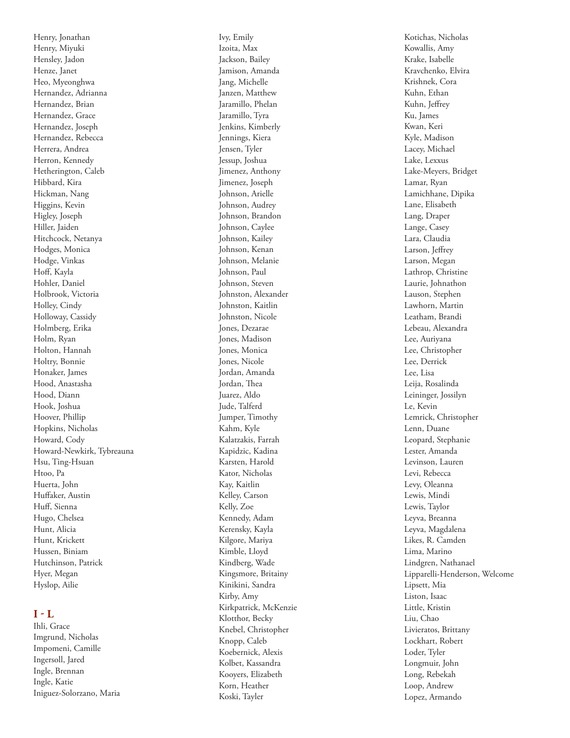Henry, Jonathan
Henry, Miyuki
Hensley, Jadon
Henze, Janet
Heo, Myeonghwa
Hernandez, Adrianna
Hernandez, Brian
Hernandez, Grace
Hernandez, Joseph
Hernandez, Rebecca
Herrera, Andrea
Herron, Kennedy
Hetherington, Caleb
Hibbard, Kira
Hickman, Nang
Higgins, Kevin
Higley, Joseph
Hiller, Jaiden
Hitchcock, Netanya
Hodges, Monica
Hodge, Vinkas
Hoff, Kayla
Hohler, Daniel
Holbrook, Victoria
Holley, Cindy
Holloway, Cassidy
Holmberg, Erika
Holm, Ryan
Holton, Hannah
Holtry, Bonnie
Honaker, James
Hood, Anastasha
Hood, Diann
Hook, Joshua
Hoover, Phillip
Hopkins, Nicholas
Howard, Cody
Howard-Newkirk, Tybreauna
Hsu, Ting-Hsuan
Htoo, Pa
Huerta, John
Huffaker, Austin
Huff, Sienna
Hugo, Chelsea
Hunt, Alicia
Hunt, Krickett
Hussen, Biniam
Hutchinson, Patrick
Hyer, Megan
Hyslop, Ailie

## I - L

Ihli, Grace
Imgrund, Nicholas
Impomeni, Camille
Ingersoll, Jared
Ingle, Brennan
Ingle, Katie
Iniguez-Solorzano, Maria
Ivy, Emily
Izoita, Max
Jackson, Bailey
Jamison, Amanda
Jang, Michelle
Janzen, Matthew
Jaramillo, Phelan
Jaramillo, Tyra
Jenkins, Kimberly
Jennings, Kiera
Jensen, Tyler
Jessup, Joshua
Jimenez, Anthony
Jimenez, Joseph
Johnson, Arielle
Johnson, Audrey
Johnson, Brandon
Johnson, Caylee
Johnson, Kailey
Johnson, Kenan
Johnson, Melanie
Johnson, Paul
Johnson, Steven
Johnston, Alexander
Johnston, Kaitlin
Johnston, Nicole
Jones, Dezarae
Jones, Madison
Jones, Monica
Jones, Nicole
Jordan, Amanda
Jordan, Thea
Juarez, Aldo
Jude, Talferd
Jumper, Timothy
Kahm, Kyle
Kalatzakis, Farrah
Kapidzic, Kadina
Karsten, Harold
Kator, Nicholas
Kay, Kaitlin
Kelley, Carson
Kelly, Zoe
Kennedy, Adam
Kerensky, Kayla
Kilgore, Mariya
Kimble, Lloyd
Kindberg, Wade
Kingsmore, Britainy
Kinikini, Sandra
Kirby, Amy
Kirkpatrick, McKenzie
Klotthor, Becky
Knebel, Christopher
Knopp, Caleb
Koebernick, Alexis
Kolbet, Kassandra
Kooyers, Elizabeth
Korn, Heather
Koski, Tayler
Kotichas, Nicholas
Kowallis, Amy
Krake, Isabelle
Kravchenko, Elvira
Krishnek, Cora
Kuhn, Ethan
Kuhn, Jeffrey
Ku, James
Kwan, Keri
Kyle, Madison
Lacey, Michael
Lake, Lexxus
Lake-Meyers, Bridget
Lamar, Ryan
Lamichhane, Dipika
Lane, Elisabeth
Lang, Draper
Lange, Casey
Lara, Claudia
Larson, Jeffrey
Larson, Megan
Lathrop, Christine
Laurie, Johnathon
Lauson, Stephen
Lawhorn, Martin
Leatham, Brandi
Lebeau, Alexandra
Lee, Auriyana
Lee, Christopher
Lee, Derrick
Lee, Lisa
Leija, Rosalinda
Leininger, Jossilyn
Le, Kevin
Lemrick, Christopher
Lenn, Duane
Leopard, Stephanie
Lester, Amanda
Levinson, Lauren
Levi, Rebecca
Levy, Oleanna
Lewis, Mindi
Lewis, Taylor
Leyva, Breanna
Leyva, Magdalena
Likes, R. Camden
Lima, Marino
Lindgren, Nathanael
Lipparelli-Henderson, Welcome
Lipsett, Mia
Liston, Isaac
Little, Kristin
Liu, Chao
Livieratos, Brittany
Lockhart, Robert
Loder, Tyler
Longmuir, John
Long, Rebekah
Loop, Andrew
Lopez, Armando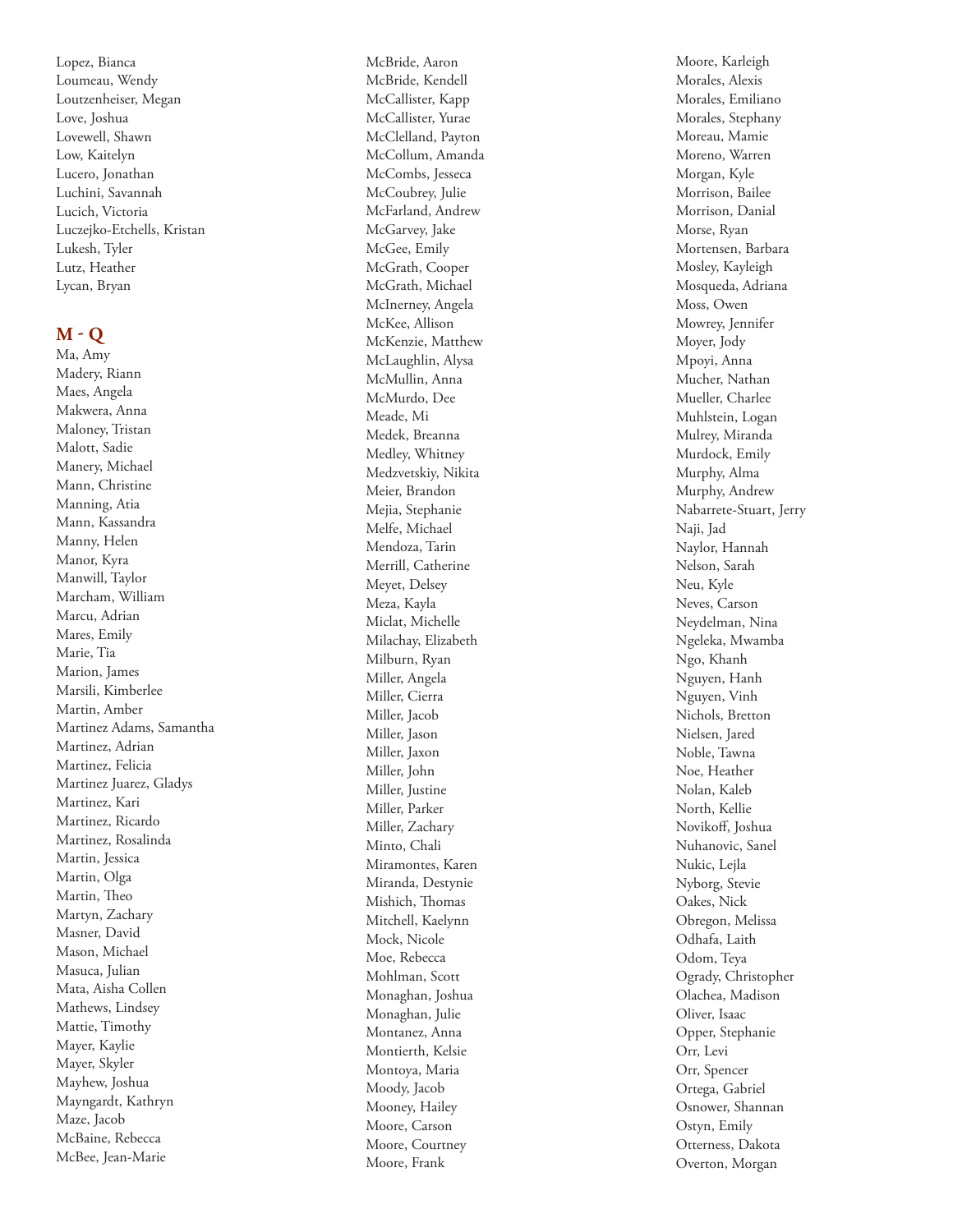Lopez, Bianca
Loumeau, Wendy
Loutzenheiser, Megan
Love, Joshua
Lovewell, Shawn
Low, Kaitelyn
Lucero, Jonathan
Luchini, Savannah
Lucich, Victoria
Luczejko-Etchells, Kristan
Lukesh, Tyler
Lutz, Heather
Lycan, Bryan

## M - Q

Ma, Amy
Madery, Riann
Maes, Angela
Makwera, Anna
Maloney, Tristan
Malott, Sadie
Manery, Michael
Mann, Christine
Manning, Atia
Mann, Kassandra
Manny, Helen
Manor, Kyra
Manwill, Taylor
Marcham, William
Marcu, Adrian
Mares, Emily
Marie, Tia
Marion, James
Marsili, Kimberlee
Martin, Amber
Martinez Adams, Samantha
Martinez, Adrian
Martinez, Felicia
Martinez Juarez, Gladys
Martinez, Kari
Martinez, Ricardo
Martinez, Rosalinda
Martin, Jessica
Martin, Olga
Martin, Theo
Martyn, Zachary
Masner, David
Mason, Michael
Masuca, Julian
Mata, Aisha Collen
Mathews, Lindsey
Mattie, Timothy
Mayer, Kaylie
Mayer, Skyler
Mayhew, Joshua
Mayngardt, Kathryn
Maze, Jacob
McBaine, Rebecca
McBee, Jean-Marie
McBride, Aaron
McBride, Kendell
McCallister, Kapp
McCallister, Yurae
McClelland, Payton
McCollum, Amanda
McCombs, Jesseca
McCoubrey, Julie
McFarland, Andrew
McGarvey, Jake
McGee, Emily
McGrath, Cooper
McGrath, Michael
McInerney, Angela
McKee, Allison
McKenzie, Matthew
McLaughlin, Alysa
McMullin, Anna
McMurdo, Dee
Meade, Mi
Medek, Breanna
Medley, Whitney
Medzvetskiy, Nikita
Meier, Brandon
Mejia, Stephanie
Melfe, Michael
Mendoza, Tarin
Merrill, Catherine
Meyet, Delsey
Meza, Kayla
Miclat, Michelle
Milachay, Elizabeth
Milburn, Ryan
Miller, Angela
Miller, Cierra
Miller, Jacob
Miller, Jason
Miller, Jaxon
Miller, John
Miller, Justine
Miller, Parker
Miller, Zachary
Minto, Chali
Miramontes, Karen
Miranda, Destynie
Mishich, Thomas
Mitchell, Kaelynn
Mock, Nicole
Moe, Rebecca
Mohlman, Scott
Monaghan, Joshua
Monaghan, Julie
Montanez, Anna
Montierth, Kelsie
Montoya, Maria
Moody, Jacob
Mooney, Hailey
Moore, Carson
Moore, Courtney
Moore, Frank
Moore, Karleigh
Morales, Alexis
Morales, Emiliano
Morales, Stephany
Moreau, Mamie
Moreno, Warren
Morgan, Kyle
Morrison, Bailee
Morrison, Danial
Morse, Ryan
Mortensen, Barbara
Mosley, Kayleigh
Mosqueda, Adriana
Moss, Owen
Mowrey, Jennifer
Moyer, Jody
Mpoyi, Anna
Mucher, Nathan
Mueller, Charlee
Muhlstein, Logan
Mulrey, Miranda
Murdock, Emily
Murphy, Alma
Murphy, Andrew
Nabarrete-Stuart, Jerry
Naji, Jad
Naylor, Hannah
Nelson, Sarah
Neu, Kyle
Neves, Carson
Neydelman, Nina
Ngeleka, Mwamba
Ngo, Khanh
Nguyen, Hanh
Nguyen, Vinh
Nichols, Bretton
Nielsen, Jared
Noble, Tawna
Noe, Heather
Nolan, Kaleb
North, Kellie
Novikoff, Joshua
Nuhanovic, Sanel
Nukic, Lejla
Nyborg, Stevie
Oakes, Nick
Obregon, Melissa
Odhafa, Laith
Odom, Teya
Ogrady, Christopher
Olachea, Madison
Oliver, Isaac
Opper, Stephanie
Orr, Levi
Orr, Spencer
Ortega, Gabriel
Osnower, Shannan
Ostyn, Emily
Otterness, Dakota
Overton, Morgan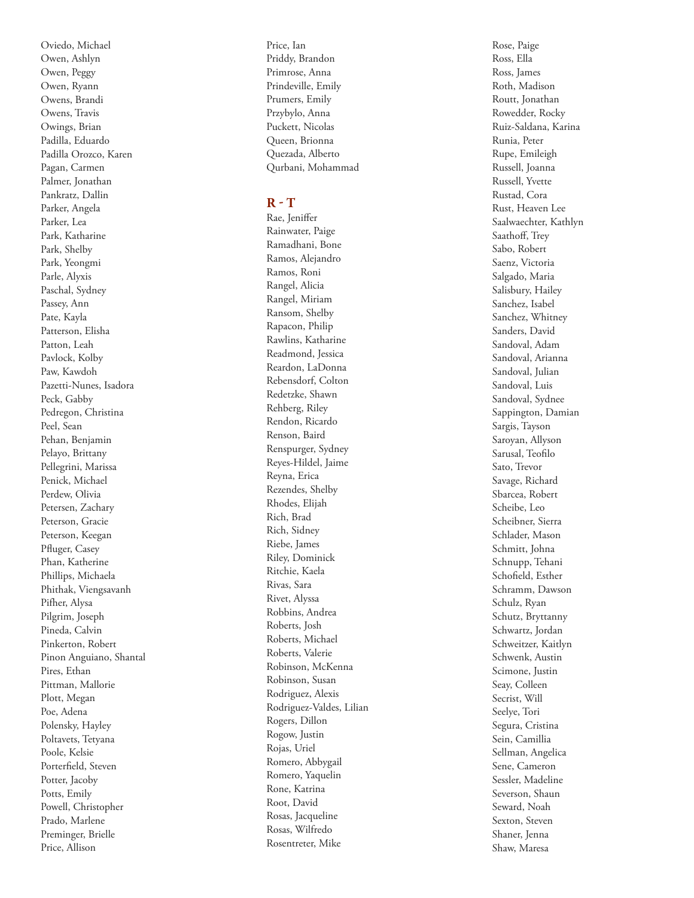Oviedo, Michael
Owen, Ashlyn
Owen, Peggy
Owen, Ryann
Owens, Brandi
Owens, Travis
Owings, Brian
Padilla, Eduardo
Padilla Orozco, Karen
Pagan, Carmen
Palmer, Jonathan
Pankratz, Dallin
Parker, Angela
Parker, Lea
Park, Katharine
Park, Shelby
Park, Yeongmi
Parle, Alyxis
Paschal, Sydney
Passey, Ann
Pate, Kayla
Patterson, Elisha
Patton, Leah
Pavlock, Kolby
Paw, Kawdoh
Pazetti-Nunes, Isadora
Peck, Gabby
Pedregon, Christina
Peel, Sean
Pehan, Benjamin
Pelayo, Brittany
Pellegrini, Marissa
Penick, Michael
Perdew, Olivia
Petersen, Zachary
Peterson, Gracie
Peterson, Keegan
Pfluger, Casey
Phan, Katherine
Phillips, Michaela
Phithak, Viengsavanh
Pifher, Alysa
Pilgrim, Joseph
Pineda, Calvin
Pinkerton, Robert
Pinon Anguiano, Shantal
Pires, Ethan
Pittman, Mallorie
Plott, Megan
Poe, Adena
Polensky, Hayley
Poltavets, Tetyana
Poole, Kelsie
Porterfield, Steven
Potter, Jacoby
Potts, Emily
Powell, Christopher
Prado, Marlene
Preminger, Brielle
Price, Allison
Price, Ian
Priddy, Brandon
Primrose, Anna
Prindeville, Emily
Prumers, Emily
Przybylo, Anna
Puckett, Nicolas
Queen, Brionna
Quezada, Alberto
Qurbani, Mohammad

## R - T

Rae, Jeniffer
Rainwater, Paige
Ramadhani, Bone
Ramos, Alejandro
Ramos, Roni
Rangel, Alicia
Rangel, Miriam
Ransom, Shelby
Rapacon, Philip
Rawlins, Katharine
Readmond, Jessica
Reardon, LaDonna
Rebensdorf, Colton
Redetzke, Shawn
Rehberg, Riley
Rendon, Ricardo
Renson, Baird
Renspurger, Sydney
Reyes-Hildel, Jaime
Reyna, Erica
Rezendes, Shelby
Rhodes, Elijah
Rich, Brad
Rich, Sidney
Riebe, James
Riley, Dominick
Ritchie, Kaela
Rivas, Sara
Rivet, Alyssa
Robbins, Andrea
Roberts, Josh
Roberts, Michael
Roberts, Valerie
Robinson, McKenna
Robinson, Susan
Rodriguez, Alexis
Rodriguez-Valdes, Lilian
Rogers, Dillon
Rogow, Justin
Rojas, Uriel
Romero, Abbygail
Romero, Yaquelin
Rone, Katrina
Root, David
Rosas, Jacqueline
Rosas, Wilfredo
Rosentreter, Mike
Rose, Paige
Ross, Ella
Ross, James
Roth, Madison
Routt, Jonathan
Rowedder, Rocky
Ruiz-Saldana, Karina
Runia, Peter
Rupe, Emileigh
Russell, Joanna
Russell, Yvette
Rustad, Cora
Rust, Heaven Lee
Saalwaechter, Kathlyn
Saathoff, Trey
Sabo, Robert
Saenz, Victoria
Salgado, Maria
Salisbury, Hailey
Sanchez, Isabel
Sanchez, Whitney
Sanders, David
Sandoval, Adam
Sandoval, Arianna
Sandoval, Julian
Sandoval, Luis
Sandoval, Sydnee
Sappington, Damian
Sargis, Tayson
Saroyan, Allyson
Sarusal, Teofilo
Sato, Trevor
Savage, Richard
Sbarcea, Robert
Scheibe, Leo
Scheibner, Sierra
Schlader, Mason
Schmitt, Johna
Schnupp, Tehani
Schofield, Esther
Schramm, Dawson
Schulz, Ryan
Schutz, Bryttanny
Schwartz, Jordan
Schweitzer, Kaitlyn
Schwenk, Austin
Scimone, Justin
Seay, Colleen
Secrist, Will
Seelye, Tori
Segura, Cristina
Sein, Camillia
Sellman, Angelica
Sene, Cameron
Sessler, Madeline
Severson, Shaun
Seward, Noah
Sexton, Steven
Shaner, Jenna
Shaw, Maresa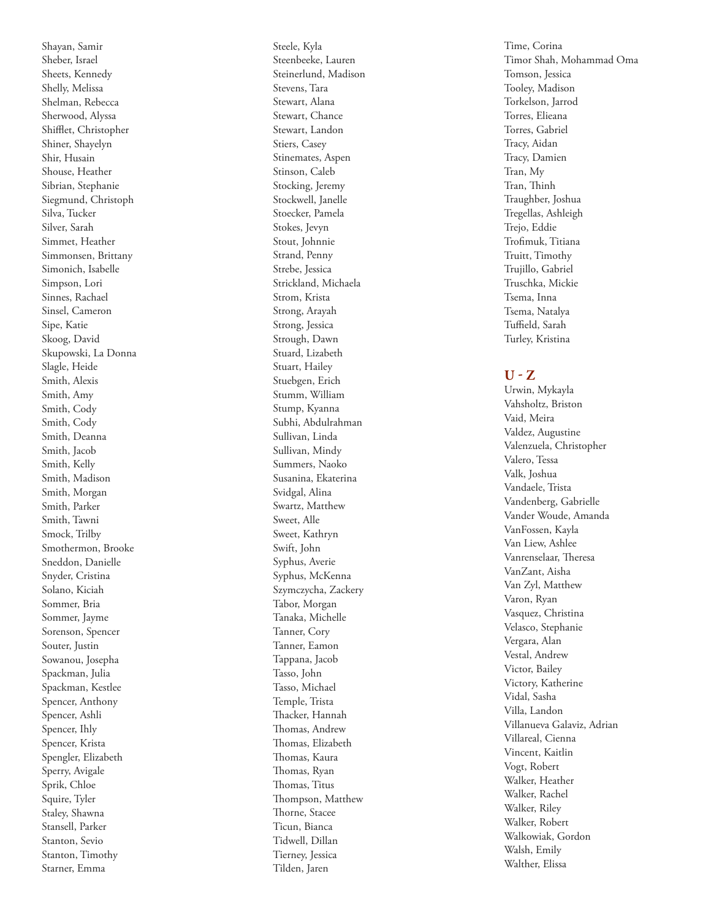Shayan, Samir
Sheber, Israel
Sheets, Kennedy
Shelly, Melissa
Shelman, Rebecca
Sherwood, Alyssa
Shifflet, Christopher
Shiner, Shayelyn
Shir, Husain
Shouse, Heather
Sibrian, Stephanie
Siegmund, Christoph
Silva, Tucker
Silver, Sarah
Simmet, Heather
Simmonsen, Brittany
Simonich, Isabelle
Simpson, Lori
Sinnes, Rachael
Sinsel, Cameron
Sipe, Katie
Skoog, David
Skupowski, La Donna
Slagle, Heide
Smith, Alexis
Smith, Amy
Smith, Cody
Smith, Cody
Smith, Deanna
Smith, Jacob
Smith, Kelly
Smith, Madison
Smith, Morgan
Smith, Parker
Smith, Tawni
Smock, Trilby
Smothermon, Brooke
Sneddon, Danielle
Snyder, Cristina
Solano, Kiciah
Sommer, Bria
Sommer, Jayme
Sorenson, Spencer
Souter, Justin
Sowanou, Josepha
Spackman, Julia
Spackman, Kestlee
Spencer, Anthony
Spencer, Ashli
Spencer, Ihly
Spencer, Krista
Spengler, Elizabeth
Sperry, Avigale
Sprik, Chloe
Squire, Tyler
Staley, Shawna
Stansell, Parker
Stanton, Sevio
Stanton, Timothy
Starner, Emma
Steele, Kyla
Steenbeeke, Lauren
Steinerlund, Madison
Stevens, Tara
Stewart, Alana
Stewart, Chance
Stewart, Landon
Stiers, Casey
Stinemates, Aspen
Stinson, Caleb
Stocking, Jeremy
Stockwell, Janelle
Stoecker, Pamela
Stokes, Jevyn
Stout, Johnnie
Strand, Penny
Strebe, Jessica
Strickland, Michaela
Strom, Krista
Strong, Arayah
Strong, Jessica
Strough, Dawn
Stuard, Lizabeth
Stuart, Hailey
Stuebgen, Erich
Stumm, William
Stump, Kyanna
Subhi, Abdulrahman
Sullivan, Linda
Sullivan, Mindy
Summers, Naoko
Susanina, Ekaterina
Svidgal, Alina
Swartz, Matthew
Sweet, Alle
Sweet, Kathryn
Swift, John
Syphus, Averie
Syphus, McKenna
Szymczycha, Zackery
Tabor, Morgan
Tanaka, Michelle
Tanner, Cory
Tanner, Eamon
Tappana, Jacob
Tasso, John
Tasso, Michael
Temple, Trista
Thacker, Hannah
Thomas, Andrew
Thomas, Elizabeth
Thomas, Kaura
Thomas, Ryan
Thomas, Titus
Thompson, Matthew
Thorne, Stacee
Ticun, Bianca
Tidwell, Dillan
Tierney, Jessica
Tilden, Jaren
Time, Corina
Timor Shah, Mohammad Oma
Tomson, Jessica
Tooley, Madison
Torkelson, Jarrod
Torres, Elieana
Torres, Gabriel
Tracy, Aidan
Tracy, Damien
Tran, My
Tran, Thinh
Traughber, Joshua
Tregellas, Ashleigh
Trejo, Eddie
Trofimuk, Titiana
Truitt, Timothy
Trujillo, Gabriel
Truschka, Mickie
Tsema, Inna
Tsema, Natalya
Tuffield, Sarah
Turley, Kristina

## U - Z

Urwin, Mykayla
Vahsholtz, Briston
Vaid, Meira
Valdez, Augustine
Valenzuela, Christopher
Valero, Tessa
Valk, Joshua
Vandaele, Trista
Vandenberg, Gabrielle
Vander Woude, Amanda
VanFossen, Kayla
Van Liew, Ashlee
Vanrenselaar, Theresa
VanZant, Aisha
Van Zyl, Matthew
Varon, Ryan
Vasquez, Christina
Velasco, Stephanie
Vergara, Alan
Vestal, Andrew
Victor, Bailey
Victory, Katherine
Vidal, Sasha
Villa, Landon
Villanueva Galaviz, Adrian
Villareal, Cienna
Vincent, Kaitlin
Vogt, Robert
Walker, Heather
Walker, Rachel
Walker, Riley
Walker, Robert
Walkowiak, Gordon
Walsh, Emily
Walther, Elissa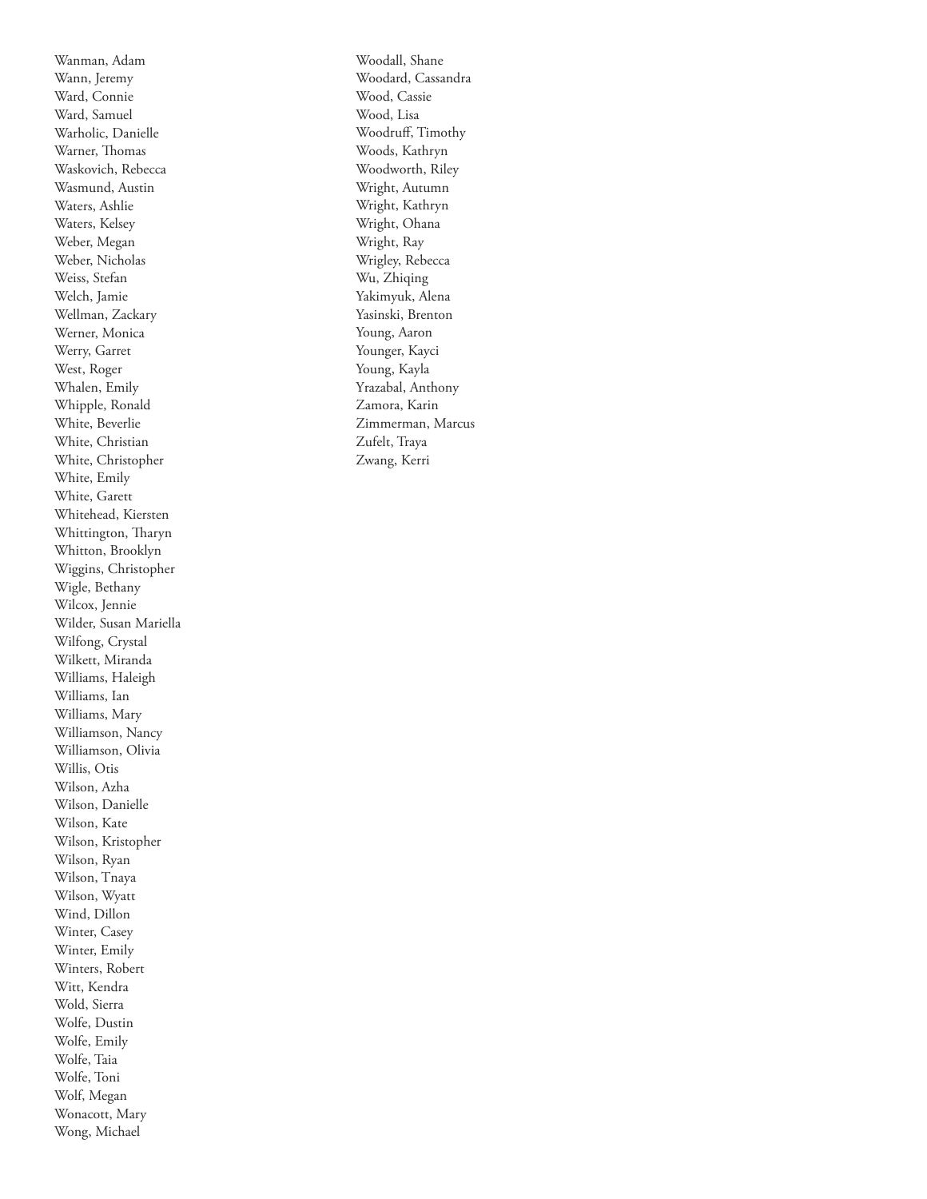Wanman, Adam
Wann, Jeremy
Ward, Connie
Ward, Samuel
Warholic, Danielle
Warner, Thomas
Waskovich, Rebecca
Wasmund, Austin
Waters, Ashlie
Waters, Kelsey
Weber, Megan
Weber, Nicholas
Weiss, Stefan
Welch, Jamie
Wellman, Zackary
Werner, Monica
Werry, Garret
West, Roger
Whalen, Emily
Whipple, Ronald
White, Beverlie
White, Christian
White, Christopher
White, Emily
White, Garett
Whitehead, Kiersten
Whittington, Tharyn
Whitton, Brooklyn
Wiggins, Christopher
Wigle, Bethany
Wilcox, Jennie
Wilder, Susan Mariella
Wilfong, Crystal
Wilkett, Miranda
Williams, Haleigh
Williams, Ian
Williams, Mary
Williamson, Nancy
Williamson, Olivia
Willis, Otis
Wilson, Azha
Wilson, Danielle
Wilson, Kate
Wilson, Kristopher
Wilson, Ryan
Wilson, Tnaya
Wilson, Wyatt
Wind, Dillon
Winter, Casey
Winter, Emily
Winters, Robert
Witt, Kendra
Wold, Sierra
Wolfe, Dustin
Wolfe, Emily
Wolfe, Taia
Wolfe, Toni
Wolf, Megan
Wonacott, Mary
Wong, Michael
Woodall, Shane
Woodard, Cassandra
Wood, Cassie
Wood, Lisa
Woodruff, Timothy
Woods, Kathryn
Woodworth, Riley
Wright, Autumn
Wright, Kathryn
Wright, Ohana
Wright, Ray
Wrigley, Rebecca
Wu, Zhiqing
Yakimyuk, Alena
Yasinski, Brenton
Young, Aaron
Younger, Kayci
Young, Kayla
Yrazabal, Anthony
Zamora, Karin
Zimmerman, Marcus
Zufelt, Traya
Zwang, Kerri